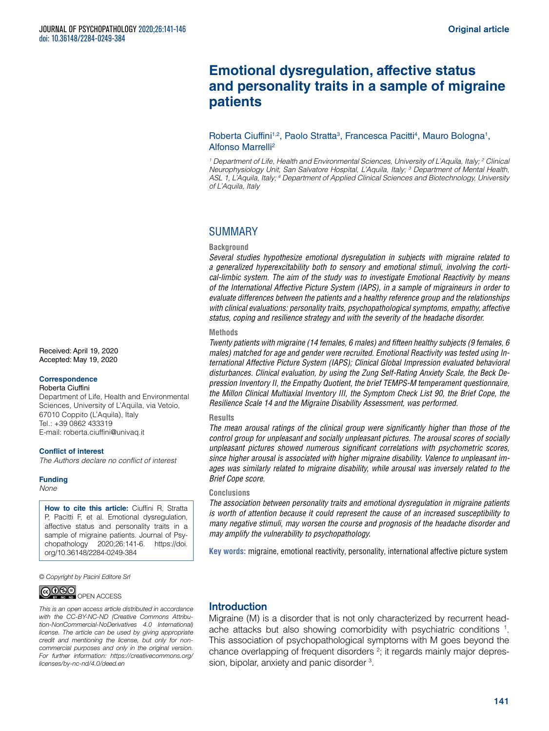Original article

# Emotional dysregulation, affective status and personality traits in a sample of migraine patients

Roberta Ciuffini[1,2], Paolo Stratta[3], Francesca Pacitti[4], Mauro Bologna[1], Alfonso Marrelli[2]

*[1] Department of Life, Health and Environmental Sciences, University of L'Aquila, Italy; [2] Clinical Neurophysiology Unit, San Salvatore Hospital, L'Aquila, Italy; [3] Department of Mental Health, ASL 1, L'Aquila, Italy; [4] Department of Applied Clinical Sciences and Biotechnology, University of L'Aquila, Italy*

Received: April 19, 2020
Accepted: May 19, 2020

**Correspondence**
Roberta Ciuffini
Department of Life, Health and Environmental Sciences, University of L'Aquila, via Vetoio, 67010 Coppito (L'Aquila), Italy
Tel.: +39 0862 433319
E-mail: roberta.ciuffini@univaq.it

**Conflict of interest**
*The Authors declare no conflict of interest*

**Funding**
*None*

**How to cite this article:** Ciuffini R, Stratta P, Pacitti F, et al. Emotional dysregulation, affective status and personality traits in a sample of migraine patients. Journal of Psychopathology 2020;26:141-6. https://doi.org/10.36148/2284-0249-384

*© Copyright by Pacini Editore Srl*

OPEN ACCESS

*This is an open access article distributed in accordance with the CC-BY-NC-ND (Creative Commons Attribution-NonCommercial-NoDerivatives 4.0 International) license. The article can be used by giving appropriate credit and mentioning the license, but only for noncommercial purposes and only in the original version. For further information: https://creativecommons.org/licenses/by-nc-nd/4.0/deed.en*

## SUMMARY

### Background

*Several studies hypothesize emotional dysregulation in subjects with migraine related to a generalized hyperexcitability both to sensory and emotional stimuli, involving the cortical-limbic system. The aim of the study was to investigate Emotional Reactivity by means of the International Affective Picture System (IAPS), in a sample of migraineurs in order to evaluate differences between the patients and a healthy reference group and the relationships with clinical evaluations: personality traits, psychopathological symptoms, empathy, affective status, coping and resilience strategy and with the severity of the headache disorder.*

### Methods

*Twenty patients with migraine (14 females, 6 males) and fifteen healthy subjects (9 females, 6 males) matched for age and gender were recruited. Emotional Reactivity was tested using International Affective Picture System (IAPS); Clinical Global Impression evaluated behavioral disturbances. Clinical evaluation, by using the Zung Self-Rating Anxiety Scale, the Beck Depression Inventory II, the Empathy Quotient, the brief TEMPS-M temperament questionnaire, the Millon Clinical Multiaxial Inventory III, the Symptom Check List 90, the Brief Cope, the Resilience Scale 14 and the Migraine Disability Assessment, was performed.*

### Results

*The mean arousal ratings of the clinical group were significantly higher than those of the control group for unpleasant and socially unpleasant pictures. The arousal scores of socially unpleasant pictures showed numerous significant correlations with psychometric scores, since higher arousal is associated with higher migraine disability. Valence to unpleasant images was similarly related to migraine disability, while arousal was inversely related to the Brief Cope score.*

### Conclusions

*The association between personality traits and emotional dysregulation in migraine patients is worth of attention because it could represent the cause of an increased susceptibility to many negative stimuli, may worsen the course and prognosis of the headache disorder and may amplify the vulnerability to psychopathology.*

**Key words:** migraine, emotional reactivity, personality, international affective picture system

## Introduction

Migraine (M) is a disorder that is not only characterized by recurrent headache attacks but also showing comorbidity with psychiatric conditions [1]. This association of psychopathological symptoms with M goes beyond the chance overlapping of frequent disorders [2]; it regards mainly major depression, bipolar, anxiety and panic disorder [3].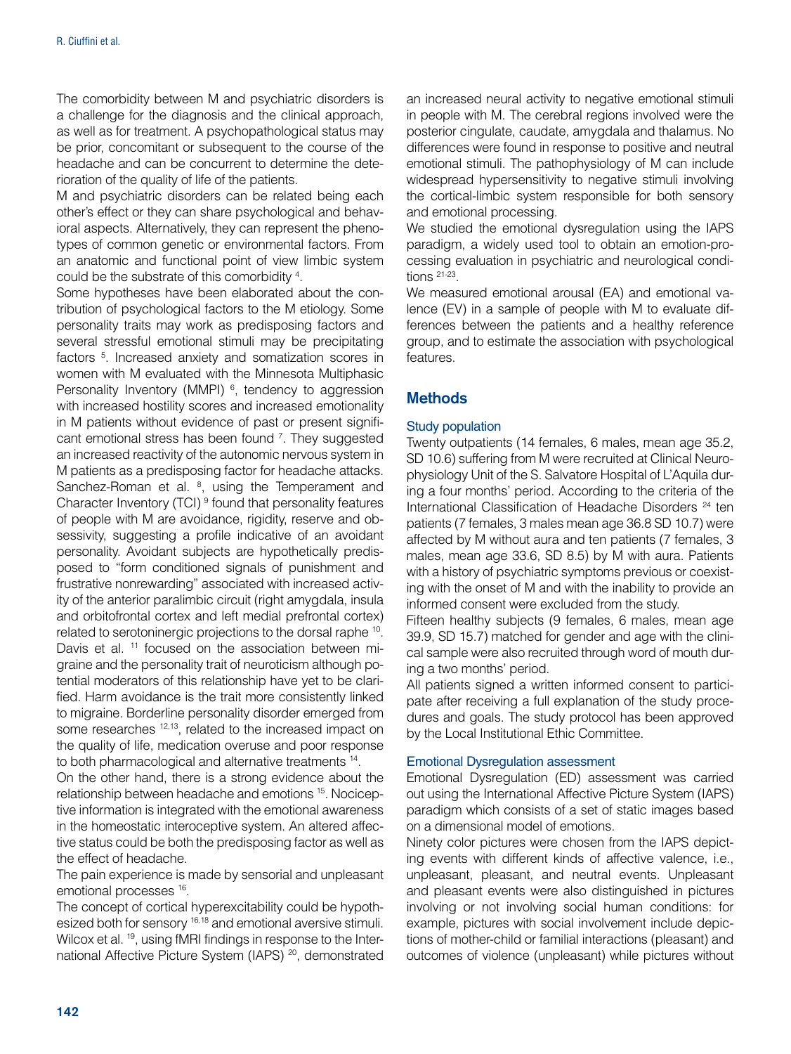The comorbidity between M and psychiatric disorders is a challenge for the diagnosis and the clinical approach, as well as for treatment. A psychopathological status may be prior, concomitant or subsequent to the course of the headache and can be concurrent to determine the deterioration of the quality of life of the patients.

M and psychiatric disorders can be related being each other's effect or they can share psychological and behavioral aspects. Alternatively, they can represent the phenotypes of common genetic or environmental factors. From an anatomic and functional point of view limbic system could be the substrate of this comorbidity [4].

Some hypotheses have been elaborated about the contribution of psychological factors to the M etiology. Some personality traits may work as predisposing factors and several stressful emotional stimuli may be precipitating factors [5]. Increased anxiety and somatization scores in women with M evaluated with the Minnesota Multiphasic Personality Inventory (MMPI) [6], tendency to aggression with increased hostility scores and increased emotionality in M patients without evidence of past or present significant emotional stress has been found [7]. They suggested an increased reactivity of the autonomic nervous system in M patients as a predisposing factor for headache attacks. Sanchez-Roman et al. [8], using the Temperament and Character Inventory (TCI) [9] found that personality features of people with M are avoidance, rigidity, reserve and obsessivity, suggesting a profile indicative of an avoidant personality. Avoidant subjects are hypothetically predisposed to "form conditioned signals of punishment and frustrative nonrewarding" associated with increased activity of the anterior paralimbic circuit (right amygdala, insula and orbitofrontal cortex and left medial prefrontal cortex) related to serotoninergic projections to the dorsal raphe [10]. Davis et al. [11] focused on the association between migraine and the personality trait of neuroticism although potential moderators of this relationship have yet to be clarified. Harm avoidance is the trait more consistently linked to migraine. Borderline personality disorder emerged from some researches [12,13], related to the increased impact on the quality of life, medication overuse and poor response to both pharmacological and alternative treatments [14].

On the other hand, there is a strong evidence about the relationship between headache and emotions [15]. Nociceptive information is integrated with the emotional awareness in the homeostatic interoceptive system. An altered affective status could be both the predisposing factor as well as the effect of headache.

The pain experience is made by sensorial and unpleasant emotional processes [16].

The concept of cortical hyperexcitability could be hypothesized both for sensory [16,18] and emotional aversive stimuli. Wilcox et al. [19], using fMRI findings in response to the International Affective Picture System (IAPS) [20], demonstrated an increased neural activity to negative emotional stimuli in people with M. The cerebral regions involved were the posterior cingulate, caudate, amygdala and thalamus. No differences were found in response to positive and neutral emotional stimuli. The pathophysiology of M can include widespread hypersensitivity to negative stimuli involving the cortical-limbic system responsible for both sensory and emotional processing.

We studied the emotional dysregulation using the IAPS paradigm, a widely used tool to obtain an emotion-processing evaluation in psychiatric and neurological conditions [21-23].

We measured emotional arousal (EA) and emotional valence (EV) in a sample of people with M to evaluate differences between the patients and a healthy reference group, and to estimate the association with psychological features.

## Methods

### Study population

Twenty outpatients (14 females, 6 males, mean age 35.2, SD 10.6) suffering from M were recruited at Clinical Neurophysiology Unit of the S. Salvatore Hospital of L'Aquila during a four months' period. According to the criteria of the International Classification of Headache Disorders [24] ten patients (7 females, 3 males mean age 36.8 SD 10.7) were affected by M without aura and ten patients (7 females, 3 males, mean age 33.6, SD 8.5) by M with aura. Patients with a history of psychiatric symptoms previous or coexisting with the onset of M and with the inability to provide an informed consent were excluded from the study.

Fifteen healthy subjects (9 females, 6 males, mean age 39.9, SD 15.7) matched for gender and age with the clinical sample were also recruited through word of mouth during a two months' period.

All patients signed a written informed consent to participate after receiving a full explanation of the study procedures and goals. The study protocol has been approved by the Local Institutional Ethic Committee.

### Emotional Dysregulation assessment

Emotional Dysregulation (ED) assessment was carried out using the International Affective Picture System (IAPS) paradigm which consists of a set of static images based on a dimensional model of emotions.

Ninety color pictures were chosen from the IAPS depicting events with different kinds of affective valence, i.e., unpleasant, pleasant, and neutral events. Unpleasant and pleasant events were also distinguished in pictures involving or not involving social human conditions: for example, pictures with social involvement include depictions of mother-child or familial interactions (pleasant) and outcomes of violence (unpleasant) while pictures without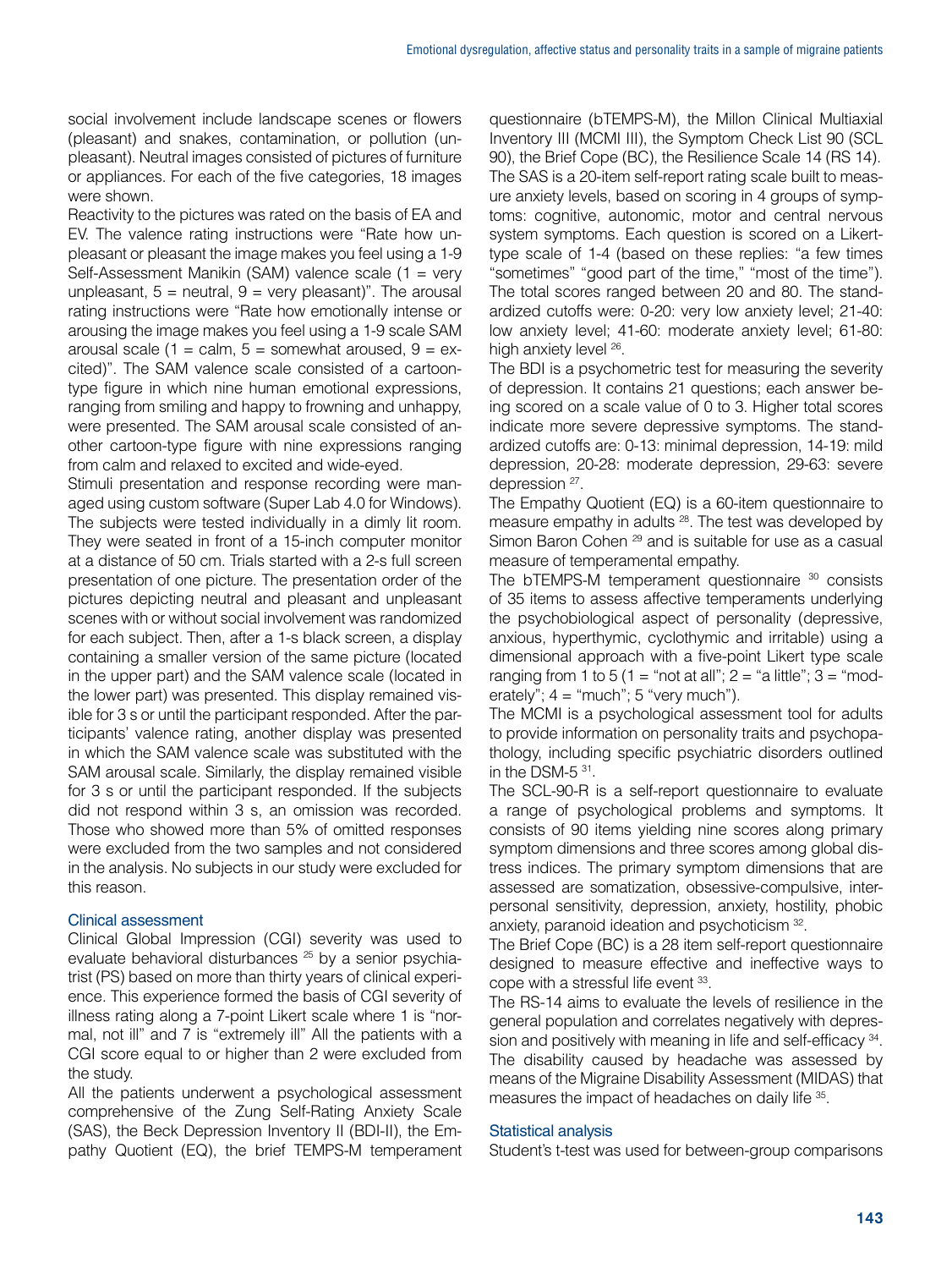social involvement include landscape scenes or flowers (pleasant) and snakes, contamination, or pollution (unpleasant). Neutral images consisted of pictures of furniture or appliances. For each of the five categories, 18 images were shown.

Reactivity to the pictures was rated on the basis of EA and EV. The valence rating instructions were "Rate how unpleasant or pleasant the image makes you feel using a 1-9 Self-Assessment Manikin (SAM) valence scale (1 = very unpleasant, 5 = neutral, 9 = very pleasant)". The arousal rating instructions were "Rate how emotionally intense or arousing the image makes you feel using a 1-9 scale SAM arousal scale (1 = calm, 5 = somewhat aroused, 9 = excited)". The SAM valence scale consisted of a cartoon-type figure in which nine human emotional expressions, ranging from smiling and happy to frowning and unhappy, were presented. The SAM arousal scale consisted of another cartoon-type figure with nine expressions ranging from calm and relaxed to excited and wide-eyed.

Stimuli presentation and response recording were managed using custom software (Super Lab 4.0 for Windows). The subjects were tested individually in a dimly lit room. They were seated in front of a 15-inch computer monitor at a distance of 50 cm. Trials started with a 2-s full screen presentation of one picture. The presentation order of the pictures depicting neutral and pleasant and unpleasant scenes with or without social involvement was randomized for each subject. Then, after a 1-s black screen, a display containing a smaller version of the same picture (located in the upper part) and the SAM valence scale (located in the lower part) was presented. This display remained visible for 3 s or until the participant responded. After the participants' valence rating, another display was presented in which the SAM valence scale was substituted with the SAM arousal scale. Similarly, the display remained visible for 3 s or until the participant responded. If the subjects did not respond within 3 s, an omission was recorded. Those who showed more than 5% of omitted responses were excluded from the two samples and not considered in the analysis. No subjects in our study were excluded for this reason.

### Clinical assessment

Clinical Global Impression (CGI) severity was used to evaluate behavioral disturbances [25] by a senior psychiatrist (PS) based on more than thirty years of clinical experience. This experience formed the basis of CGI severity of illness rating along a 7-point Likert scale where 1 is "normal, not ill" and 7 is "extremely ill" All the patients with a CGI score equal to or higher than 2 were excluded from the study.

All the patients underwent a psychological assessment comprehensive of the Zung Self-Rating Anxiety Scale (SAS), the Beck Depression Inventory II (BDI-II), the Empathy Quotient (EQ), the brief TEMPS-M temperament questionnaire (bTEMPS-M), the Millon Clinical Multiaxial Inventory III (MCMI III), the Symptom Check List 90 (SCL 90), the Brief Cope (BC), the Resilience Scale 14 (RS 14).

The SAS is a 20-item self-report rating scale built to measure anxiety levels, based on scoring in 4 groups of symptoms: cognitive, autonomic, motor and central nervous system symptoms. Each question is scored on a Likert-type scale of 1-4 (based on these replies: "a few times "sometimes" "good part of the time," "most of the time"). The total scores ranged between 20 and 80. The standardized cutoffs were: 0-20: very low anxiety level; 21-40: low anxiety level; 41-60: moderate anxiety level; 61-80: high anxiety level [26].

The BDI is a psychometric test for measuring the severity of depression. It contains 21 questions; each answer being scored on a scale value of 0 to 3. Higher total scores indicate more severe depressive symptoms. The standardized cutoffs are: 0-13: minimal depression, 14-19: mild depression, 20-28: moderate depression, 29-63: severe depression [27].

The Empathy Quotient (EQ) is a 60-item questionnaire to measure empathy in adults [28]. The test was developed by Simon Baron Cohen [29] and is suitable for use as a casual measure of temperamental empathy.

The bTEMPS-M temperament questionnaire [30] consists of 35 items to assess affective temperaments underlying the psychobiological aspect of personality (depressive, anxious, hyperthymic, cyclothymic and irritable) using a dimensional approach with a five-point Likert type scale ranging from 1 to 5 (1 = "not at all"; 2 = "a little"; 3 = "moderately"; 4 = "much"; 5 "very much").

The MCMI is a psychological assessment tool for adults to provide information on personality traits and psychopathology, including specific psychiatric disorders outlined in the DSM-5 [31].

The SCL-90-R is a self-report questionnaire to evaluate a range of psychological problems and symptoms. It consists of 90 items yielding nine scores along primary symptom dimensions and three scores among global distress indices. The primary symptom dimensions that are assessed are somatization, obsessive-compulsive, interpersonal sensitivity, depression, anxiety, hostility, phobic anxiety, paranoid ideation and psychoticism [32].

The Brief Cope (BC) is a 28 item self-report questionnaire designed to measure effective and ineffective ways to cope with a stressful life event [33].

The RS-14 aims to evaluate the levels of resilience in the general population and correlates negatively with depression and positively with meaning in life and self-efficacy [34].

The disability caused by headache was assessed by means of the Migraine Disability Assessment (MIDAS) that measures the impact of headaches on daily life [35].

### Statistical analysis

Student's t-test was used for between-group comparisons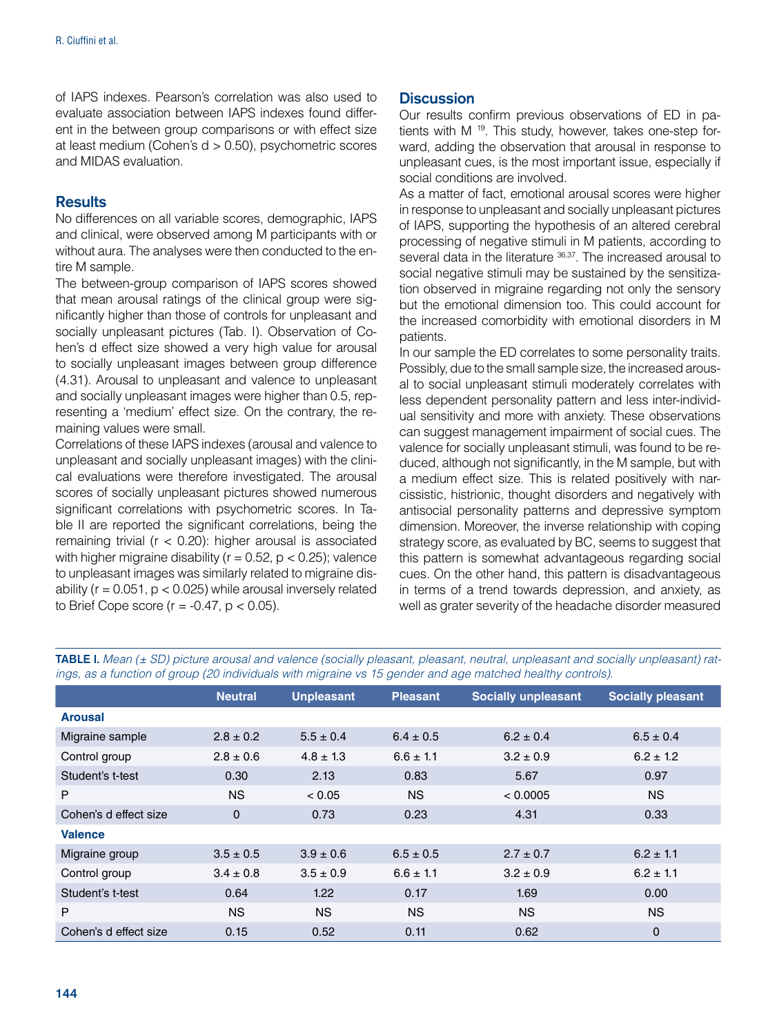of IAPS indexes. Pearson's correlation was also used to evaluate association between IAPS indexes found different in the between group comparisons or with effect size at least medium (Cohen's d > 0.50), psychometric scores and MIDAS evaluation.

## Results

No differences on all variable scores, demographic, IAPS and clinical, were observed among M participants with or without aura. The analyses were then conducted to the entire M sample.

The between-group comparison of IAPS scores showed that mean arousal ratings of the clinical group were significantly higher than those of controls for unpleasant and socially unpleasant pictures (Tab. I). Observation of Cohen's d effect size showed a very high value for arousal to socially unpleasant images between group difference (4.31). Arousal to unpleasant and valence to unpleasant and socially unpleasant images were higher than 0.5, representing a 'medium' effect size. On the contrary, the remaining values were small.

Correlations of these IAPS indexes (arousal and valence to unpleasant and socially unpleasant images) with the clinical evaluations were therefore investigated. The arousal scores of socially unpleasant pictures showed numerous significant correlations with psychometric scores. In Table II are reported the significant correlations, being the remaining trivial ($r < 0.20$): higher arousal is associated with higher migraine disability ($r = 0.52$, $p < 0.25$); valence to unpleasant images was similarly related to migraine disability ($r = 0.051$, $p < 0.025$) while arousal inversely related to Brief Cope score ($r = -0.47$, $p < 0.05$).

## Discussion

Our results confirm previous observations of ED in patients with M [19]. This study, however, takes one-step forward, adding the observation that arousal in response to unpleasant cues, is the most important issue, especially if social conditions are involved.

As a matter of fact, emotional arousal scores were higher in response to unpleasant and socially unpleasant pictures of IAPS, supporting the hypothesis of an altered cerebral processing of negative stimuli in M patients, according to several data in the literature [36,37]. The increased arousal to social negative stimuli may be sustained by the sensitization observed in migraine regarding not only the sensory but the emotional dimension too. This could account for the increased comorbidity with emotional disorders in M patients.

In our sample the ED correlates to some personality traits. Possibly, due to the small sample size, the increased arousal to social unpleasant stimuli moderately correlates with less dependent personality pattern and less inter-individual sensitivity and more with anxiety. These observations can suggest management impairment of social cues. The valence for socially unpleasant stimuli, was found to be reduced, although not significantly, in the M sample, but with a medium effect size. This is related positively with narcissistic, histrionic, thought disorders and negatively with antisocial personality patterns and depressive symptom dimension. Moreover, the inverse relationship with coping strategy score, as evaluated by BC, seems to suggest that this pattern is somewhat advantageous regarding social cues. On the other hand, this pattern is disadvantageous in terms of a trend towards depression, and anxiety, as well as grater severity of the headache disorder measured

**TABLE I.** *Mean (± SD) picture arousal and valence (socially pleasant, pleasant, neutral, unpleasant and socially unpleasant) ratings, as a function of group (20 individuals with migraine vs 15 gender and age matched healthy controls).*

| | Neutral | Unpleasant | Pleasant | Socially unpleasant | Socially pleasant |
|---|---|---|---|---|---|
| **Arousal** | | | | | |
| Migraine sample | 2.8 ± 0.2 | 5.5 ± 0.4 | 6.4 ± 0.5 | 6.2 ± 0.4 | 6.5 ± 0.4 |
| Control group | 2.8 ± 0.6 | 4.8 ± 1.3 | 6.6 ± 1.1 | 3.2 ± 0.9 | 6.2 ± 1.2 |
| Student's t-test | 0.30 | 2.13 | 0.83 | 5.67 | 0.97 |
| P | NS | < 0.05 | NS | < 0.0005 | NS |
| Cohen's d effect size | 0 | 0.73 | 0.23 | 4.31 | 0.33 |
| **Valence** | | | | | |
| Migraine group | 3.5 ± 0.5 | 3.9 ± 0.6 | 6.5 ± 0.5 | 2.7 ± 0.7 | 6.2 ± 1.1 |
| Control group | 3.4 ± 0.8 | 3.5 ± 0.9 | 6.6 ± 1.1 | 3.2 ± 0.9 | 6.2 ± 1.1 |
| Student's t-test | 0.64 | 1.22 | 0.17 | 1.69 | 0.00 |
| P | NS | NS | NS | NS | NS |
| Cohen's d effect size | 0.15 | 0.52 | 0.11 | 0.62 | 0 |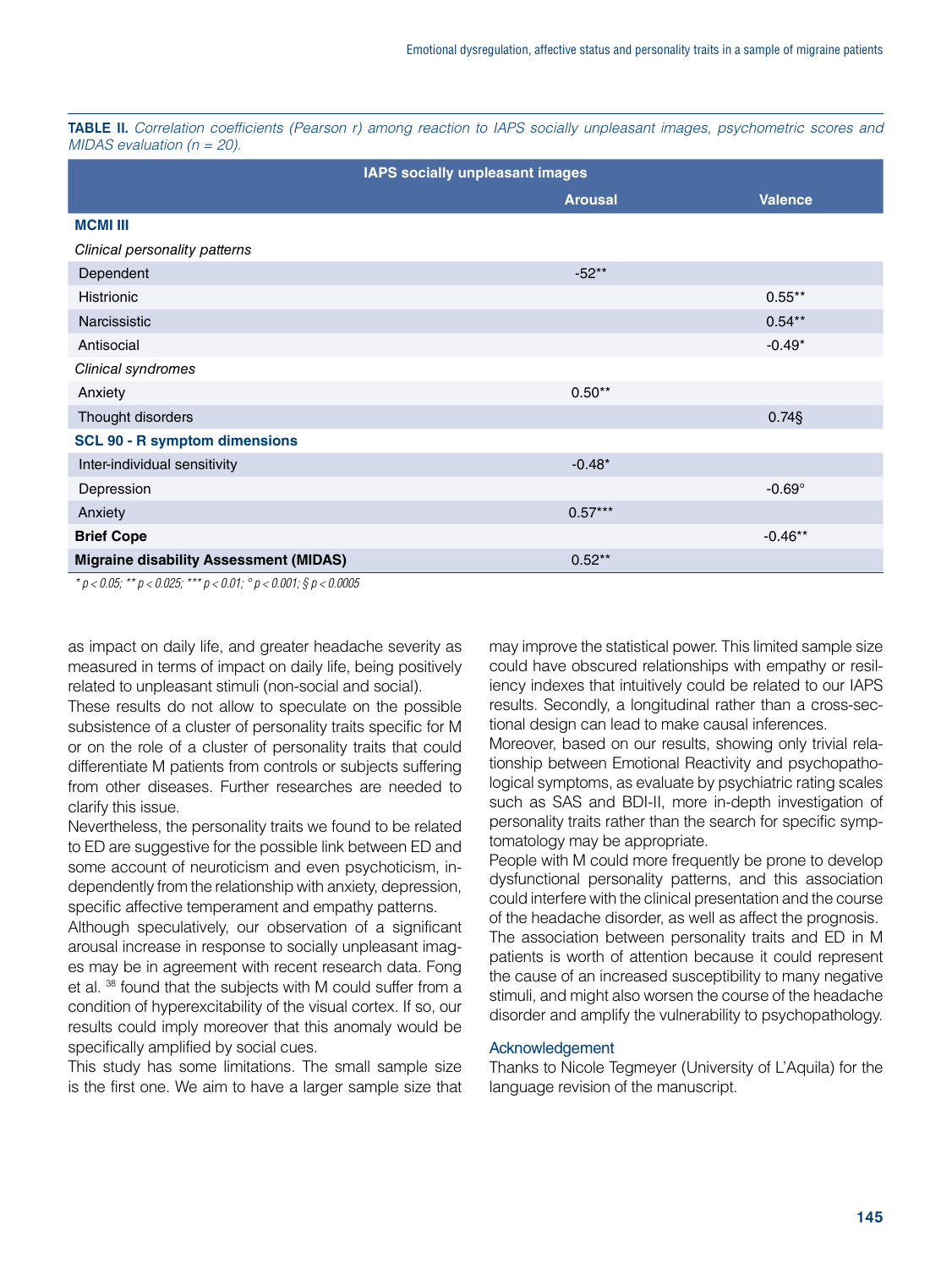**TABLE II.** *Correlation coefficients (Pearson r) among reaction to IAPS socially unpleasant images, psychometric scores and MIDAS evaluation (n = 20).*

| | IAPS socially unpleasant images | |
|---|---|---|
| | Arousal | Valence |
| **MCMI III** | | |
| *Clinical personality patterns* | | |
| Dependent | -52** | |
| Histrionic | | 0.55** |
| Narcissistic | | 0.54** |
| Antisocial | | -0.49* |
| *Clinical syndromes* | | |
| Anxiety | 0.50** | |
| Thought disorders | | 0.74§ |
| **SCL 90 - R symptom dimensions** | | |
| Inter-individual sensitivity | -0.48* | |
| Depression | | -0.69° |
| Anxiety | 0.57*** | |
| **Brief Cope** | | -0.46** |
| **Migraine disability Assessment (MIDAS)** | 0.52** | |

*\* p < 0.05; \*\* p < 0.025; \*\*\* p < 0.01; ° p < 0.001; § p < 0.0005*

as impact on daily life, and greater headache severity as measured in terms of impact on daily life, being positively related to unpleasant stimuli (non-social and social).

These results do not allow to speculate on the possible subsistence of a cluster of personality traits specific for M or on the role of a cluster of personality traits that could differentiate M patients from controls or subjects suffering from other diseases. Further researches are needed to clarify this issue.

Nevertheless, the personality traits we found to be related to ED are suggestive for the possible link between ED and some account of neuroticism and even psychoticism, independently from the relationship with anxiety, depression, specific affective temperament and empathy patterns.

Although speculatively, our observation of a significant arousal increase in response to socially unpleasant images may be in agreement with recent research data. Fong et al. [38] found that the subjects with M could suffer from a condition of hyperexcitability of the visual cortex. If so, our results could imply moreover that this anomaly would be specifically amplified by social cues.

This study has some limitations. The small sample size is the first one. We aim to have a larger sample size that may improve the statistical power. This limited sample size could have obscured relationships with empathy or resiliency indexes that intuitively could be related to our IAPS results. Secondly, a longitudinal rather than a cross-sectional design can lead to make causal inferences.

Moreover, based on our results, showing only trivial relationship between Emotional Reactivity and psychopathological symptoms, as evaluate by psychiatric rating scales such as SAS and BDI-II, more in-depth investigation of personality traits rather than the search for specific symptomatology may be appropriate.

People with M could more frequently be prone to develop dysfunctional personality patterns, and this association could interfere with the clinical presentation and the course of the headache disorder, as well as affect the prognosis.

The association between personality traits and ED in M patients is worth of attention because it could represent the cause of an increased susceptibility to many negative stimuli, and might also worsen the course of the headache disorder and amplify the vulnerability to psychopathology.

## Acknowledgement

Thanks to Nicole Tegmeyer (University of L'Aquila) for the language revision of the manuscript.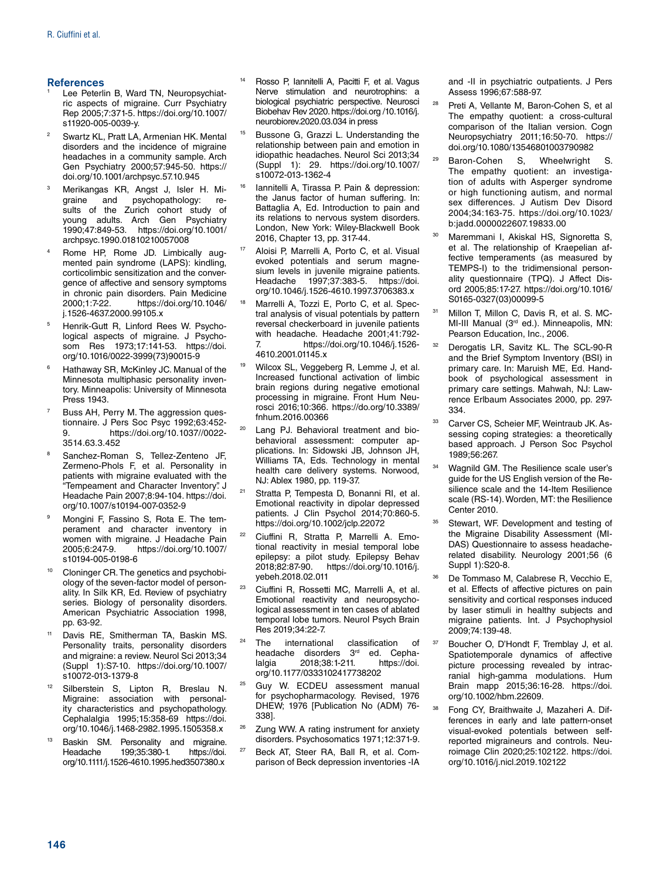## References

1. Lee Peterlin B, Ward TN, Neuropsychiatric aspects of migraine. Curr Psychiatry Rep 2005;7:371-5. https://doi.org/10.1007/s11920-005-0039-y.
2. Swartz KL, Pratt LA, Armenian HK. Mental disorders and the incidence of migraine headaches in a community sample. Arch Gen Psychiatry 2000;57:945-50. https://doi.org/10.1001/archpsyc.57.10.945
3. Merikangas KR, Angst J, Isler H. Migraine and psychopathology: results of the Zurich cohort study of young adults. Arch Gen Psychiatry 1990;47:849-53. https://doi.org/10.1001/archpsyc.1990.01810210057008
4. Rome HP, Rome JD. Limbically augmented pain syndrome (LAPS): kindling, corticolimbic sensitization and the convergence of affective and sensory symptoms in chronic pain disorders. Pain Medicine 2000;1:7-22. https://doi.org/10.1046/j.1526-4637.2000.99105.x
5. Henrik-Gutt R, Linford Rees W. Psychological aspects of migraine. J Psychosom Res 1973;17:141-53. https://doi.org/10.1016/0022-3999(73)90015-9
6. Hathaway SR, McKinley JC. Manual of the Minnesota multiphasic personality inventory. Minneapolis: University of Minnesota Press 1943.
7. Buss AH, Perry M. The aggression questionnaire. J Pers Soc Psyc 1992;63:452-9. https://doi.org/10.1037//0022-3514.63.3.452
8. Sanchez-Roman S, Tellez-Zenteno JF, Zermeno-Phols F, et al. Personality in patients with migraine evaluated with the "Tempeament and Character Inventory". J Headache Pain 2007;8:94-104. https://doi.org/10.1007/s10194-007-0352-9
9. Mongini F, Fassino S, Rota E. The temperament and character inventory in women with migraine. J Headache Pain 2005;6:247-9. https://doi.org/10.1007/s10194-005-0198-6
10. Cloninger CR. The genetics and psychobiology of the seven-factor model of personality. In Silk KR, Ed. Review of psychiatry series. Biology of personality disorders. American Psychiatric Association 1998, pp. 63-92.
11. Davis RE, Smitherman TA, Baskin MS. Personality traits, personality disorders and migraine: a review. Neurol Sci 2013;34 (Suppl 1):S7-10. https://doi.org/10.1007/s10072-013-1379-8
12. Silberstein S, Lipton R, Breslau N. Migraine: association with personality characteristics and psychopathology. Cephalalgia 1995;15:358-69 https://doi.org/10.1046/j.1468-2982.1995.1505358.x
13. Baskin SM. Personality and migraine. Headache 199;35:380-1. https://doi.org/10.1111/j.1526-4610.1995.hed3507380.x
14. Rosso P, Iannitelli A, Pacitti F, et al. Vagus Nerve stimulation and neurotrophins: a biological psychiatric perspective. Neurosci Biobehav Rev 2020. https://doi.org /10.1016/j.neurobiorev.2020.03.034 in press
15. Bussone G, Grazzi L. Understanding the relationship between pain and emotion in idiopathic headaches. Neurol Sci 2013;34 (Suppl 1): 29. https://doi.org/10.1007/s10072-013-1362-4
16. Iannitelli A, Tirassa P. Pain & depression: the Janus factor of human suffering. In: Battaglia A, Ed. Introduction to pain and its relations to nervous system disorders. London, New York: Wiley-Blackwell Book 2016, Chapter 13, pp. 317-44.
17. Aloisi P, Marrelli A, Porto C, et al. Visual evoked potentials and serum magnesium levels in juvenile migraine patients. Headache 1997;37:383-5. https://doi.org/10.1046/j.1526-4610.1997.3706383.x
18. Marrelli A, Tozzi E, Porto C, et al. Spectral analysis of visual potentials by pattern reversal checkerboard in juvenile patients with headache. Headache 2001;41:792-7. https://doi.org/10.1046/j.1526-4610.2001.01145.x
19. Wilcox SL, Veggeberg R, Lemme J, et al. Increased functional activation of limbic brain regions during negative emotional processing in migraine. Front Hum Neurosci 2016;10:366. https://do.org/10.3389/fnhum.2016.00366
20. Lang PJ. Behavioral treatment and biobehavioral assessment: computer applications. In: Sidowski JB, Johnson JH, Williams TA, Eds. Technology in mental health care delivery systems. Norwood, NJ: Ablex 1980, pp. 119-37.
21. Stratta P, Tempesta D, Bonanni RI, et al. Emotional reactivity in dipolar depressed patients. J Clin Psychol 2014;70:860-5. https://doi.org/10.1002/jclp.22072
22. Ciuffini R, Stratta P, Marrelli A. Emotional reactivity in mesial temporal lobe epilepsy: a pilot study. Epilepsy Behav 2018;82:87-90. https://doi.org/10.1016/j.yebeh.2018.02.011
23. Ciuffini R, Rossetti MC, Marrelli A, et al. Emotional reactivity and neuropsychological assessment in ten cases of ablated temporal lobe tumors. Neurol Psych Brain Res 2019;34:22-7.
24. The international classification of headache disorders 3rd ed. Cephalalgia 2018;38:1-211. https://doi.org/10.1177/0333102417738202
25. Guy W. ECDEU assessment manual for psychopharmacology. Revised, 1976 DHEW; 1976 [Publication No (ADM) 76-338].
26. Zung WW. A rating instrument for anxiety disorders. Psychosomatics 1971;12:371-9.
27. Beck AT, Steer RA, Ball R, et al. Comparison of Beck depression inventories -IA and -II in psychiatric outpatients. J Pers Assess 1996;67:588-97.
28. Preti A, Vellante M, Baron-Cohen S, et al The empathy quotient: a cross-cultural comparison of the Italian version. Cogn Neuropsychiatry 2011;16:50-70. https://doi.org/10.1080/13546801003790982
29. Baron-Cohen S, Wheelwright S. The empathy quotient: an investigation of adults with Asperger syndrome or high functioning autism, and normal sex differences. J Autism Dev Disord 2004;34:163-75. https://doi.org/10.1023/b:jadd.0000022607.19833.00
30. Maremmani I, Akiskal HS, Signoretta S, et al. The relationship of Kraepelian affective temperaments (as measured by TEMPS-I) to the tridimensional personality questionnaire (TPQ). J Affect Disord 2005;85:17-27. https://doi.org/10.1016/S0165-0327(03)00099-5
31. Millon T, Millon C, Davis R, et al. S. MCMI-III Manual (3rd ed.). Minneapolis, MN: Pearson Education, Inc., 2006.
32. Derogatis LR, Savitz KL. The SCL-90-R and the Brief Symptom Inventory (BSI) in primary care. In: Maruish ME, Ed. Handbook of psychological assessment in primary care settings. Mahwah, NJ: Lawrence Erlbaum Associates 2000, pp. 297-334.
33. Carver CS, Scheier MF, Weintraub JK. Assessing coping strategies: a theoretically based approach. J Person Soc Psychol 1989;56:267.
34. Wagnild GM. The Resilience scale user's guide for the US English version of the Resilience scale and the 14-Item Resilience scale (RS-14). Worden, MT: the Resilience Center 2010.
35. Stewart, WF. Development and testing of the Migraine Disability Assessment (MIDAS) Questionnaire to assess headache-related disability. Neurology 2001;56 (6 Suppl 1):S20-8.
36. De Tommaso M, Calabrese R, Vecchio E, et al. Effects of affective pictures on pain sensitivity and cortical responses induced by laser stimuli in healthy subjects and migraine patients. Int. J Psychophysiol 2009;74:139-48.
37. Boucher O, D'Hondt F, Tremblay J, et al. Spatiotemporale dynamics of affective picture processing revealed by intracranial high-gamma modulations. Hum Brain mapp 2015;36:16-28. https://doi.org/10.1002/hbm.22609.
38. Fong CY, Braithwaite J, Mazaheri A. Differences in early and late pattern-onset visual-evoked potentials between self-reported migraineurs and controls. Neuroimage Clin 2020;25:102122. https://doi.org/10.1016/j.nicl.2019.102122